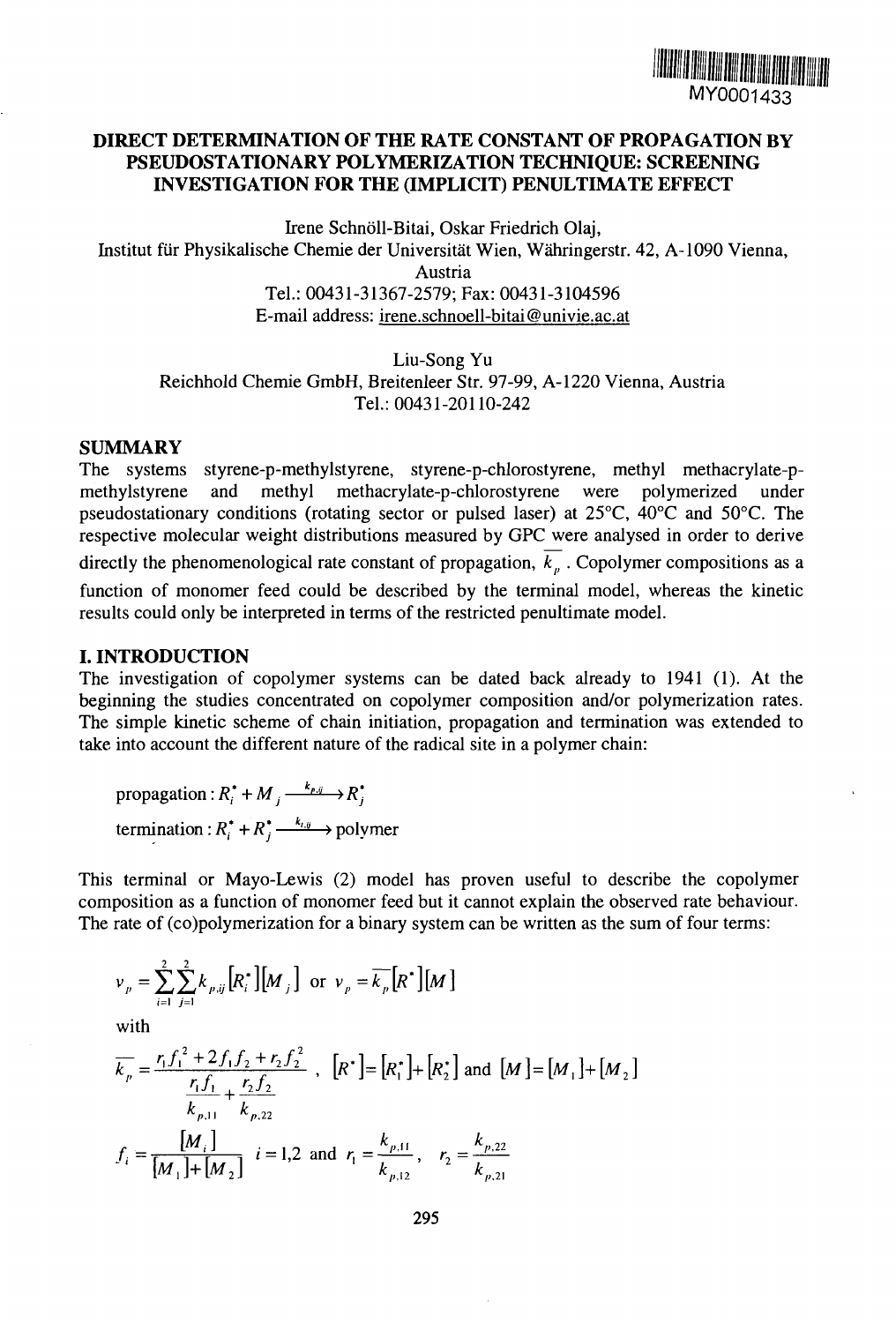MY0001433

# DIRECT DETERMINATION OF THE RATE CONSTANT OF PROPAGATION BY PSEUDOSTATIONARY POLYMERIZATION TECHNIQUE: SCREENING INVESTIGATION FOR THE (IMPLICIT) PENULTIMATE EFFECT

Irene Schnöll-Bitai, Oskar Friedrich Olaj,
Institut für Physikalische Chemie der Universität Wien, Währingerstr. 42, A-1090 Vienna, Austria
Tel.: 00431-31367-2579; Fax: 00431-3104596
E-mail address: irene.schnoell-bitai@univie.ac.at

Liu-Song Yu
Reichhold Chemie GmbH, Breitenleer Str. 97-99, A-1220 Vienna, Austria
Tel.: 00431-20110-242

## SUMMARY

The systems styrene-p-methylstyrene, styrene-p-chlorostyrene, methyl methacrylate-p-methylstyrene and methyl methacrylate-p-chlorostyrene were polymerized under pseudostationary conditions (rotating sector or pulsed laser) at 25°C, 40°C and 50°C. The respective molecular weight distributions measured by GPC were analysed in order to derive directly the phenomenological rate constant of propagation, $\overline{k_p}$. Copolymer compositions as a function of monomer feed could be described by the terminal model, whereas the kinetic results could only be interpreted in terms of the restricted penultimate model.

## I. INTRODUCTION

The investigation of copolymer systems can be dated back already to 1941 (1). At the beginning the studies concentrated on copolymer composition and/or polymerization rates. The simple kinetic scheme of chain initiation, propagation and termination was extended to take into account the different nature of the radical site in a polymer chain:

$$\text{propagation}: R_i^\bullet + M_j \xrightarrow{k_{p,ij}} R_j^\bullet$$

$$\text{termination}: R_i^\bullet + R_j^\bullet \xrightarrow{k_{t,ij}} \text{polymer}$$

This terminal or Mayo-Lewis (2) model has proven useful to describe the copolymer composition as a function of monomer feed but it cannot explain the observed rate behaviour. The rate of (co)polymerization for a binary system can be written as the sum of four terms:

$$v_p = \sum_{i=1}^{2}\sum_{j=1}^{2} k_{p,ij}\left[R_i^\bullet\right]\left[M_j\right] \quad \text{or} \quad v_p = \overline{k_p}\left[R^\bullet\right]\left[M\right]$$

with

$$\overline{k_p} = \frac{r_1 f_1^2 + 2 f_1 f_2 + r_2 f_2^2}{\dfrac{r_1 f_1}{k_{p,11}} + \dfrac{r_2 f_2}{k_{p,22}}}, \quad \left[R^\bullet\right] = \left[R_1^\bullet\right] + \left[R_2^\bullet\right] \text{ and } \left[M\right] = \left[M_1\right] + \left[M_2\right]$$

$$f_i = \frac{\left[M_i\right]}{\left[M_1\right] + \left[M_2\right]} \quad i = 1,2 \text{ and } r_1 = \frac{k_{p,11}}{k_{p,12}}, \quad r_2 = \frac{k_{p,22}}{k_{p,21}}$$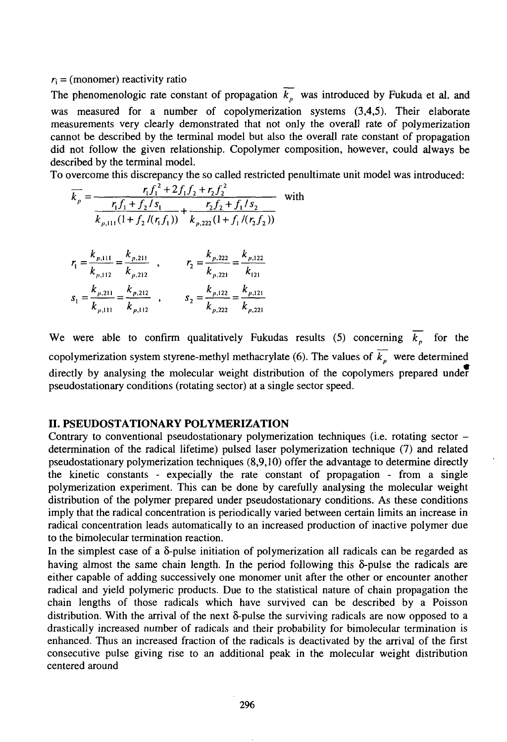$r_i$ = (monomer) reactivity ratio

The phenomenologic rate constant of propagation $\overline{k_p}$ was introduced by Fukuda et al. and was measured for a number of copolymerization systems (3,4,5). Their elaborate measurements very clearly demonstrated that not only the overall rate of polymerization cannot be described by the terminal model but also the overall rate constant of propagation did not follow the given relationship. Copolymer composition, however, could always be described by the terminal model.

To overcome this discrepancy the so called restricted penultimate unit model was introduced:

$$\overline{k_p} = \frac{r_1 f_1^2 + 2 f_1 f_2 + r_2 f_2^2}{\dfrac{r_1 f_1 + f_2 / s_1}{k_{p,111}(1 + f_2/(r_1 f_1))} + \dfrac{r_2 f_2 + f_1 / s_2}{k_{p,222}(1 + f_1/(r_2 f_2))}} \quad \text{with}$$

$$r_1 = \frac{k_{p,111}}{k_{p,112}} = \frac{k_{p,211}}{k_{p,212}} \;, \qquad r_2 = \frac{k_{p,222}}{k_{p,221}} = \frac{k_{p,122}}{k_{121}}$$

$$s_1 = \frac{k_{p,211}}{k_{p,111}} = \frac{k_{p,212}}{k_{p,112}} \;, \qquad s_2 = \frac{k_{p,122}}{k_{p,222}} = \frac{k_{p,121}}{k_{p,221}}$$

We were able to confirm qualitatively Fukudas results (5) concerning $\overline{k_p}$ for the copolymerization system styrene-methyl methacrylate (6). The values of $\overline{k_p}$ were determined directly by analysing the molecular weight distribution of the copolymers prepared under pseudostationary conditions (rotating sector) at a single sector speed.

## II. PSEUDOSTATIONARY POLYMERIZATION

Contrary to conventional pseudostationary polymerization techniques (i.e. rotating sector – determination of the radical lifetime) pulsed laser polymerization technique (7) and related pseudostationary polymerization techniques (8,9,10) offer the advantage to determine directly the kinetic constants - expecially the rate constant of propagation - from a single polymerization experiment. This can be done by carefully analysing the molecular weight distribution of the polymer prepared under pseudostationary conditions. As these conditions imply that the radical concentration is periodically varied between certain limits an increase in radical concentration leads automatically to an increased production of inactive polymer due to the bimolecular termination reaction.

In the simplest case of a δ-pulse initiation of polymerization all radicals can be regarded as having almost the same chain length. In the period following this δ-pulse the radicals are either capable of adding successively one monomer unit after the other or encounter another radical and yield polymeric products. Due to the statistical nature of chain propagation the chain lengths of those radicals which have survived can be described by a Poisson distribution. With the arrival of the next δ-pulse the surviving radicals are now opposed to a drastically increased number of radicals and their probability for bimolecular termination is enhanced. Thus an increased fraction of the radicals is deactivated by the arrival of the first consecutive pulse giving rise to an additional peak in the molecular weight distribution centered around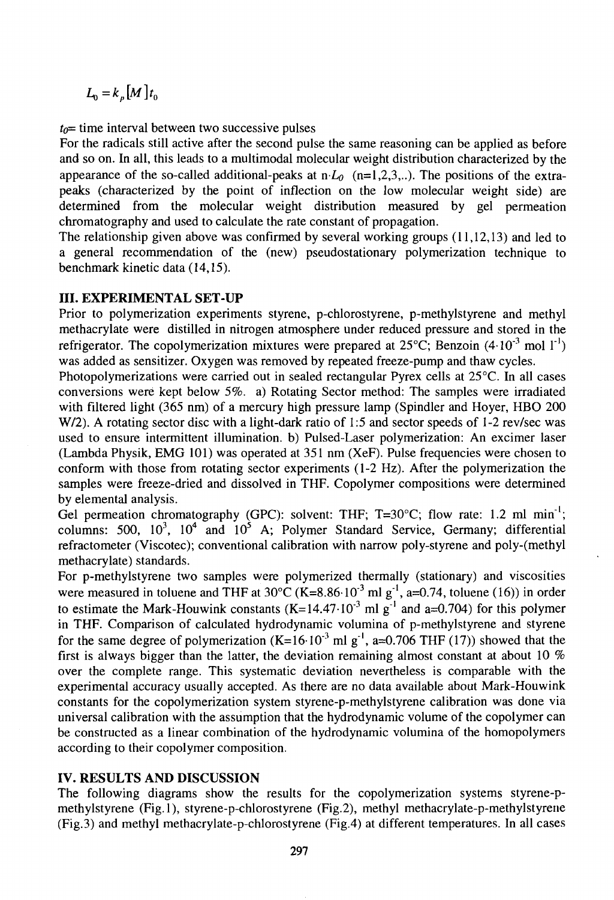$$L_0 = k_p[M]t_0$$

$t_0$= time interval between two successive pulses

For the radicals still active after the second pulse the same reasoning can be applied as before and so on. In all, this leads to a multimodal molecular weight distribution characterized by the appearance of the so-called additional-peaks at $n \cdot L_0$ (n=1,2,3,..). The positions of the extra-peaks (characterized by the point of inflection on the low molecular weight side) are determined from the molecular weight distribution measured by gel permeation chromatography and used to calculate the rate constant of propagation.

The relationship given above was confirmed by several working groups (11,12,13) and led to a general recommendation of the (new) pseudostationary polymerization technique to benchmark kinetic data (14,15).

## III. EXPERIMENTAL SET-UP

Prior to polymerization experiments styrene, p-chlorostyrene, p-methylstyrene and methyl methacrylate were distilled in nitrogen atmosphere under reduced pressure and stored in the refrigerator. The copolymerization mixtures were prepared at 25°C; Benzoin ($4 \cdot 10^{-3}$ mol $l^{-1}$) was added as sensitizer. Oxygen was removed by repeated freeze-pump and thaw cycles.

Photopolymerizations were carried out in sealed rectangular Pyrex cells at 25°C. In all cases conversions were kept below 5%. a) Rotating Sector method: The samples were irradiated with filtered light (365 nm) of a mercury high pressure lamp (Spindler and Hoyer, HBO 200 W/2). A rotating sector disc with a light-dark ratio of 1:5 and sector speeds of 1-2 rev/sec was used to ensure intermittent illumination. b) Pulsed-Laser polymerization: An excimer laser (Lambda Physik, EMG 101) was operated at 351 nm (XeF). Pulse frequencies were chosen to conform with those from rotating sector experiments (1-2 Hz). After the polymerization the samples were freeze-dried and dissolved in THF. Copolymer compositions were determined by elemental analysis.

Gel permeation chromatography (GPC): solvent: THF; T=30°C; flow rate: 1.2 ml $min^{-1}$; columns: 500, $10^3$, $10^4$ and $10^5$ A; Polymer Standard Service, Germany; differential refractometer (Viscotec); conventional calibration with narrow poly-styrene and poly-(methyl methacrylate) standards.

For p-methylstyrene two samples were polymerized thermally (stationary) and viscosities were measured in toluene and THF at 30°C ($K=8.86 \cdot 10^{-3}$ ml $g^{-1}$, a=0.74, toluene (16)) in order to estimate the Mark-Houwink constants ($K=14.47 \cdot 10^{-3}$ ml $g^{-1}$ and a=0.704) for this polymer in THF. Comparison of calculated hydrodynamic volumina of p-methylstyrene and styrene for the same degree of polymerization ($K=16 \cdot 10^{-3}$ ml $g^{-1}$, a=0.706 THF (17)) showed that the first is always bigger than the latter, the deviation remaining almost constant at about 10 % over the complete range. This systematic deviation nevertheless is comparable with the experimental accuracy usually accepted. As there are no data available about Mark-Houwink constants for the copolymerization system styrene-p-methylstyrene calibration was done via universal calibration with the assumption that the hydrodynamic volume of the copolymer can be constructed as a linear combination of the hydrodynamic volumina of the homopolymers according to their copolymer composition.

## IV. RESULTS AND DISCUSSION

The following diagrams show the results for the copolymerization systems styrene-p-methylstyrene (Fig.1), styrene-p-chlorostyrene (Fig.2), methyl methacrylate-p-methylstyrene (Fig.3) and methyl methacrylate-p-chlorostyrene (Fig.4) at different temperatures. In all cases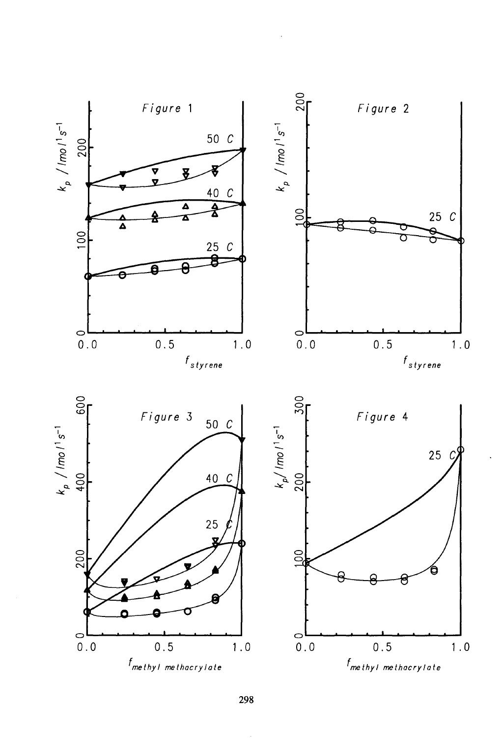Figure 1

$k_p$ / $l\,mol^{-1}\,s^{-1}$ vs. $f_{styrene}$ (50 C, 40 C, 25 C)

Figure 2

$k_p$ / $l\,mol^{-1}\,s^{-1}$ vs. $f_{styrene}$ (25 C)

Figure 3

$k_p$ / $l\,mol^{-1}\,s^{-1}$ vs. $f_{methyl\ methacrylate}$ (50 C, 40 C, 25 C)

Figure 4

$k_p$ / $l\,mol^{-1}\,s^{-1}$ vs. $f_{methyl\ methacrylate}$ (25 C)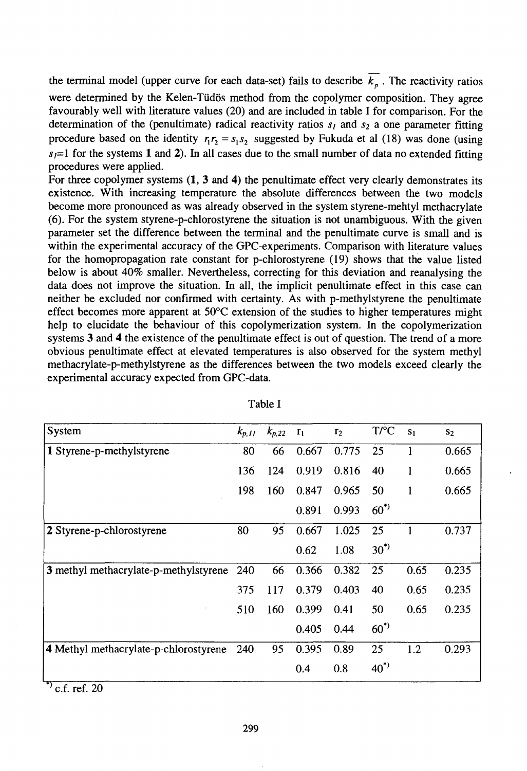the terminal model (upper curve for each data-set) fails to describe $\overline{k_p}$. The reactivity ratios were determined by the Kelen-Tüdös method from the copolymer composition. They agree favourably well with literature values (20) and are included in table I for comparison. For the determination of the (penultimate) radical reactivity ratios $s_1$ and $s_2$ a one parameter fitting procedure based on the identity $r_1 r_2 = s_1 s_2$ suggested by Fukuda et al (18) was done (using $s_1$=1 for the systems **1** and **2**). In all cases due to the small number of data no extended fitting procedures were applied.

For three copolymer systems (**1**, **3** and **4**) the penultimate effect very clearly demonstrates its existence. With increasing temperature the absolute differences between the two models become more pronounced as was already observed in the system styrene-mehtyl methacrylate (6). For the system styrene-p-chlorostyrene the situation is not unambiguous. With the given parameter set the difference between the terminal and the penultimate curve is small and is within the experimental accuracy of the GPC-experiments. Comparison with literature values for the homopropagation rate constant for p-chlorostyrene (19) shows that the value listed below is about 40% smaller. Nevertheless, correcting for this deviation and reanalysing the data does not improve the situation. In all, the implicit penultimate effect in this case can neither be excluded nor confirmed with certainty. As with p-methylstyrene the penultimate effect becomes more apparent at 50°C extension of the studies to higher temperatures might help to elucidate the behaviour of this copolymerization system. In the copolymerization systems **3** and **4** the existence of the penultimate effect is out of question. The trend of a more obvious penultimate effect at elevated temperatures is also observed for the system methyl methacrylate-p-methylstyrene as the differences between the two models exceed clearly the experimental accuracy expected from GPC-data.

Table I

| System | $k_{p,11}$ | $k_{p,22}$ | $r_1$ | $r_2$ | T/°C | $s_1$ | $s_2$ |
|---|---|---|---|---|---|---|---|
| **1** Styrene-p-methylstyrene | 80 | 66 | 0.667 | 0.775 | 25 | 1 | 0.665 |
| | 136 | 124 | 0.919 | 0.816 | 40 | 1 | 0.665 |
| | 198 | 160 | 0.847 | 0.965 | 50 | 1 | 0.665 |
| | | | 0.891 | 0.993 | 60*) | | |
| **2** Styrene-p-chlorostyrene | 80 | 95 | 0.667 | 1.025 | 25 | 1 | 0.737 |
| | | | 0.62 | 1.08 | 30*) | | |
| **3** methyl methacrylate-p-methylstyrene | 240 | 66 | 0.366 | 0.382 | 25 | 0.65 | 0.235 |
| | 375 | 117 | 0.379 | 0.403 | 40 | 0.65 | 0.235 |
| | 510 | 160 | 0.399 | 0.41 | 50 | 0.65 | 0.235 |
| | | | 0.405 | 0.44 | 60*) | | |
| **4** Methyl methacrylate-p-chlorostyrene | 240 | 95 | 0.395 | 0.89 | 25 | 1.2 | 0.293 |
| | | | 0.4 | 0.8 | 40*) | | |

*) c.f. ref. 20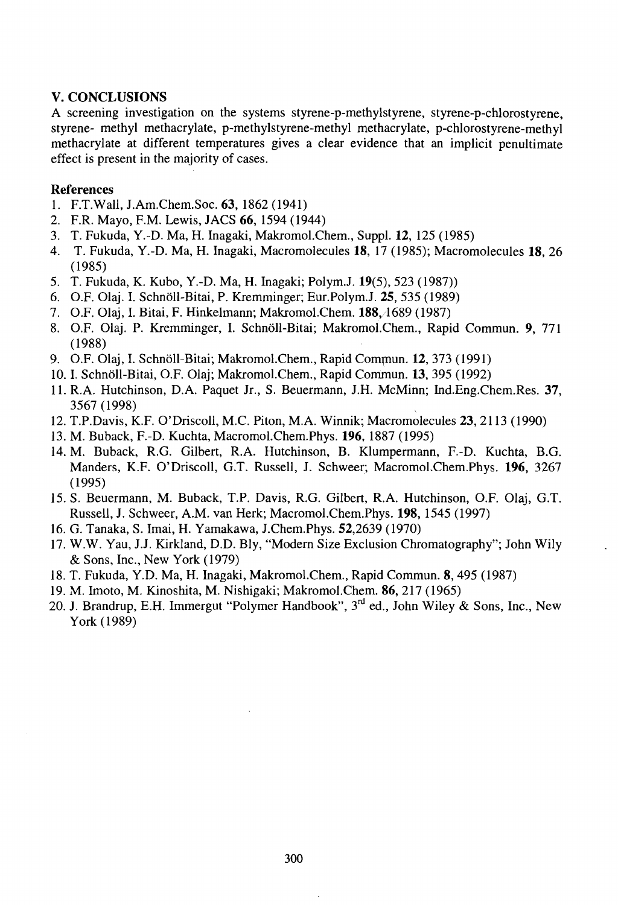## V. CONCLUSIONS

A screening investigation on the systems styrene-p-methylstyrene, styrene-p-chlorostyrene, styrene- methyl methacrylate, p-methylstyrene-methyl methacrylate, p-chlorostyrene-methyl methacrylate at different temperatures gives a clear evidence that an implicit penultimate effect is present in the majority of cases.

### References

1. F.T.Wall, J.Am.Chem.Soc. **63**, 1862 (1941)
2. F.R. Mayo, F.M. Lewis, JACS **66**, 1594 (1944)
3. T. Fukuda, Y.-D. Ma, H. Inagaki, Makromol.Chem., Suppl. **12**, 125 (1985)
4. T. Fukuda, Y.-D. Ma, H. Inagaki, Macromolecules **18**, 17 (1985); Macromolecules **18**, 26 (1985)
5. T. Fukuda, K. Kubo, Y.-D. Ma, H. Inagaki; Polym.J. **19**(5), 523 (1987))
6. O.F. Olaj. I. Schnöll-Bitai, P. Kremminger; Eur.Polym.J. **25**, 535 (1989)
7. O.F. Olaj, I. Bitai, F. Hinkelmann; Makromol.Chem. **188**, 1689 (1987)
8. O.F. Olaj. P. Kremminger, I. Schnöll-Bitai; Makromol.Chem., Rapid Commun. **9**, 771 (1988)
9. O.F. Olaj, I. Schnöll-Bitai; Makromol.Chem., Rapid Commun. **12**, 373 (1991)
10. I. Schnöll-Bitai, O.F. Olaj; Makromol.Chem., Rapid Commun. **13**, 395 (1992)
11. R.A. Hutchinson, D.A. Paquet Jr., S. Beuermann, J.H. McMinn; Ind.Eng.Chem.Res. **37**, 3567 (1998)
12. T.P.Davis, K.F. O'Driscoll, M.C. Piton, M.A. Winnik; Macromolecules **23**, 2113 (1990)
13. M. Buback, F.-D. Kuchta, Macromol.Chem.Phys. **196**, 1887 (1995)
14. M. Buback, R.G. Gilbert, R.A. Hutchinson, B. Klumpermann, F.-D. Kuchta, B.G. Manders, K.F. O'Driscoll, G.T. Russell, J. Schweer; Macromol.Chem.Phys. **196**, 3267 (1995)
15. S. Beuermann, M. Buback, T.P. Davis, R.G. Gilbert, R.A. Hutchinson, O.F. Olaj, G.T. Russell, J. Schweer, A.M. van Herk; Macromol.Chem.Phys. **198**, 1545 (1997)
16. G. Tanaka, S. Imai, H. Yamakawa, J.Chem.Phys. **52**,2639 (1970)
17. W.W. Yau, J.J. Kirkland, D.D. Bly, "Modern Size Exclusion Chromatography"; John Wily & Sons, Inc., New York (1979)
18. T. Fukuda, Y.D. Ma, H. Inagaki, Makromol.Chem., Rapid Commun. **8**, 495 (1987)
19. M. Imoto, M. Kinoshita, M. Nishigaki; Makromol.Chem. **86**, 217 (1965)
20. J. Brandrup, E.H. Immergut "Polymer Handbook", 3rd ed., John Wiley & Sons, Inc., New York (1989)